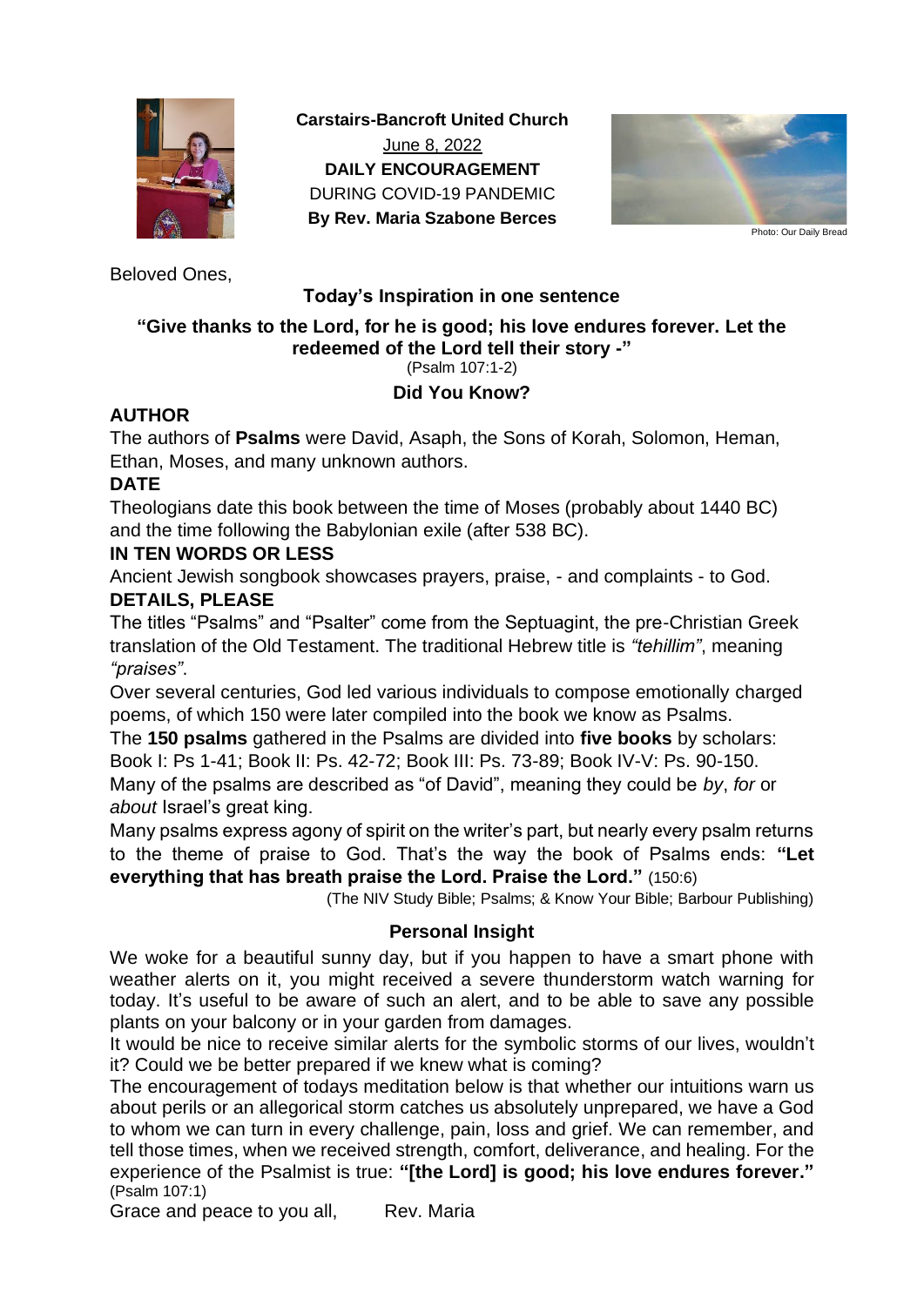**Carstairs-Bancroft United Church**

June 8, 2022

**DAILY ENCOURAGEMENT**

DURING COVID-19 PANDEMIC

**By Rev. Maria Szabone Berces**

Photo: Our Daily Bread

Beloved Ones,

**Today's Inspiration in one sentence**

**"Give thanks to the Lord, for he is good; his love endures forever. Let the redeemed of the Lord tell their story -"**

(Psalm 107:1-2)

**Did You Know?**

**AUTHOR**

The authors of **Psalms** were David, Asaph, the Sons of Korah, Solomon, Heman, Ethan, Moses, and many unknown authors.

**DATE**

Theologians date this book between the time of Moses (probably about 1440 BC) and the time following the Babylonian exile (after 538 BC).

**IN TEN WORDS OR LESS**

Ancient Jewish songbook showcases prayers, praise, - and complaints - to God.

**DETAILS, PLEASE**

The titles "Psalms" and "Psalter" come from the Septuagint, the pre-Christian Greek translation of the Old Testament. The traditional Hebrew title is *"tehillim"*, meaning *"praises"*.

Over several centuries, God led various individuals to compose emotionally charged poems, of which 150 were later compiled into the book we know as Psalms.

The **150 psalms** gathered in the Psalms are divided into **five books** by scholars: Book I: Ps 1-41; Book II: Ps. 42-72; Book III: Ps. 73-89; Book IV-V: Ps. 90-150.

Many of the psalms are described as "of David", meaning they could be *by*, *for* or *about* Israel's great king.

Many psalms express agony of spirit on the writer's part, but nearly every psalm returns to the theme of praise to God. That's the way the book of Psalms ends: **"Let everything that has breath praise the Lord. Praise the Lord."** (150:6)

(The NIV Study Bible; Psalms; & Know Your Bible; Barbour Publishing)

**Personal Insight**

We woke for a beautiful sunny day, but if you happen to have a smart phone with weather alerts on it, you might received a severe thunderstorm watch warning for today. It's useful to be aware of such an alert, and to be able to save any possible plants on your balcony or in your garden from damages.

It would be nice to receive similar alerts for the symbolic storms of our lives, wouldn't it? Could we be better prepared if we knew what is coming?

The encouragement of todays meditation below is that whether our intuitions warn us about perils or an allegorical storm catches us absolutely unprepared, we have a God to whom we can turn in every challenge, pain, loss and grief. We can remember, and tell those times, when we received strength, comfort, deliverance, and healing. For the experience of the Psalmist is true: **"[the Lord] is good; his love endures forever."** (Psalm 107:1)

Grace and peace to you all, Rev. Maria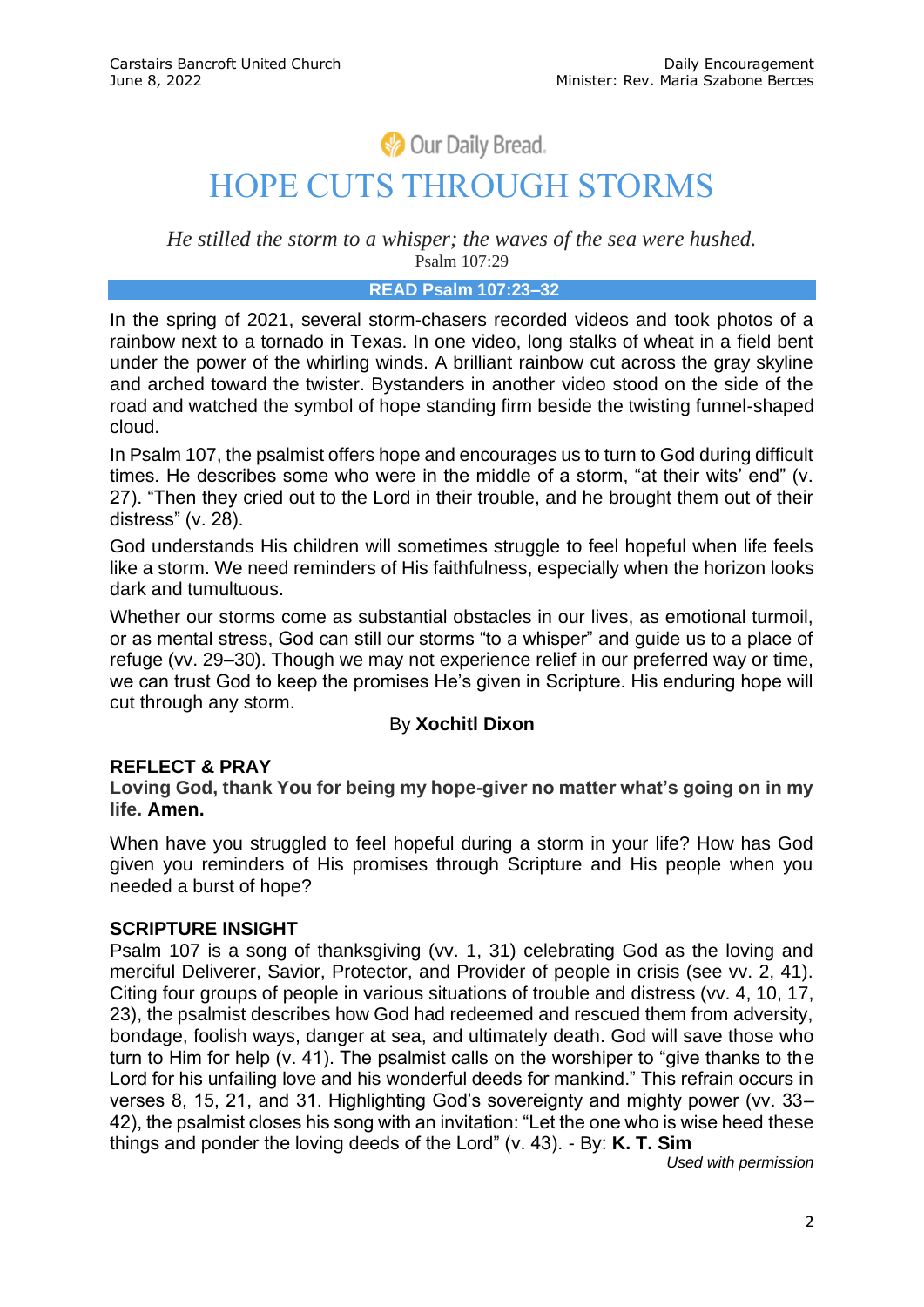Our Daily Bread.

# HOPE CUTS THROUGH STORMS

*He stilled the storm to a whisper; the waves of the sea were hushed.*
Psalm 107:29

**READ Psalm 107:23–32**

In the spring of 2021, several storm-chasers recorded videos and took photos of a rainbow next to a tornado in Texas. In one video, long stalks of wheat in a field bent under the power of the whirling winds. A brilliant rainbow cut across the gray skyline and arched toward the twister. Bystanders in another video stood on the side of the road and watched the symbol of hope standing firm beside the twisting funnel-shaped cloud.

In Psalm 107, the psalmist offers hope and encourages us to turn to God during difficult times. He describes some who were in the middle of a storm, "at their wits' end" (v. 27). "Then they cried out to the Lord in their trouble, and he brought them out of their distress" (v. 28).

God understands His children will sometimes struggle to feel hopeful when life feels like a storm. We need reminders of His faithfulness, especially when the horizon looks dark and tumultuous.

Whether our storms come as substantial obstacles in our lives, as emotional turmoil, or as mental stress, God can still our storms "to a whisper" and guide us to a place of refuge (vv. 29–30). Though we may not experience relief in our preferred way or time, we can trust God to keep the promises He's given in Scripture. His enduring hope will cut through any storm.

By **Xochitl Dixon**

**REFLECT & PRAY**

**Loving God, thank You for being my hope-giver no matter what's going on in my life. Amen.**

When have you struggled to feel hopeful during a storm in your life? How has God given you reminders of His promises through Scripture and His people when you needed a burst of hope?

**SCRIPTURE INSIGHT**

Psalm 107 is a song of thanksgiving (vv. 1, 31) celebrating God as the loving and merciful Deliverer, Savior, Protector, and Provider of people in crisis (see vv. 2, 41). Citing four groups of people in various situations of trouble and distress (vv. 4, 10, 17, 23), the psalmist describes how God had redeemed and rescued them from adversity, bondage, foolish ways, danger at sea, and ultimately death. God will save those who turn to Him for help (v. 41). The psalmist calls on the worshiper to "give thanks to the Lord for his unfailing love and his wonderful deeds for mankind." This refrain occurs in verses 8, 15, 21, and 31. Highlighting God's sovereignty and mighty power (vv. 33–42), the psalmist closes his song with an invitation: "Let the one who is wise heed these things and ponder the loving deeds of the Lord" (v. 43). - By: **K. T. Sim**

*Used with permission*